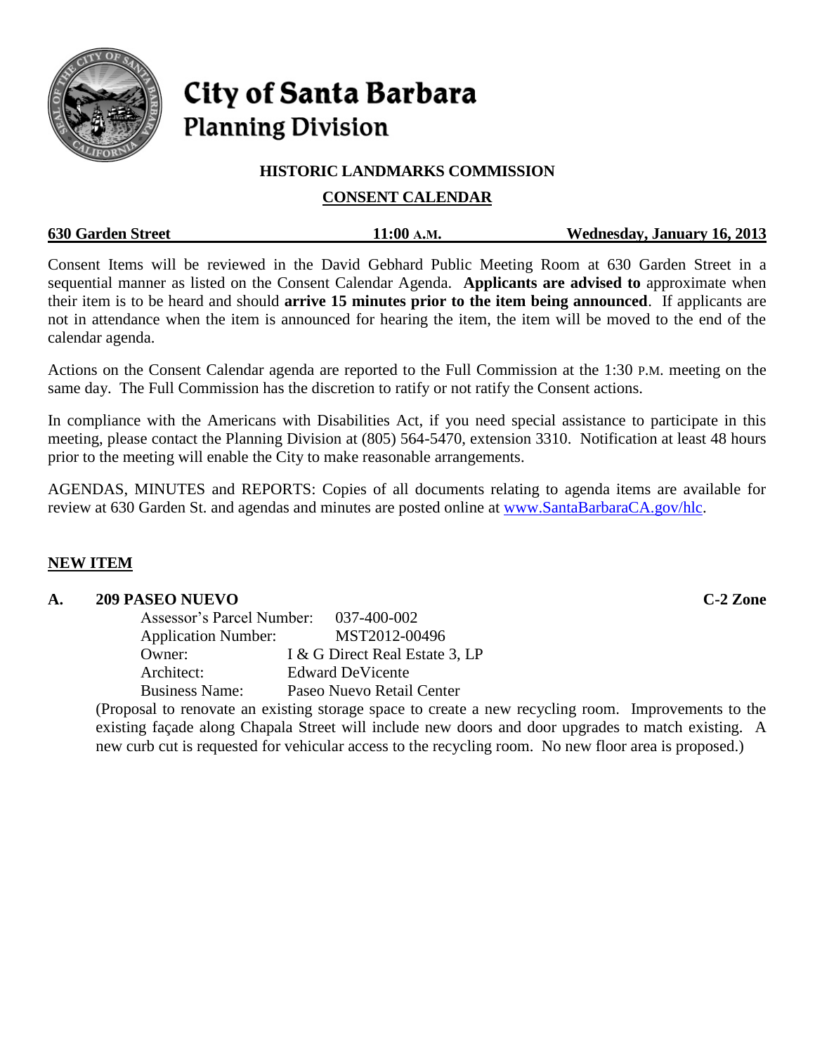# City of Santa Barbara
## Planning Division

### HISTORIC LANDMARKS COMMISSION

### CONSENT CALENDAR

**630 Garden Street** | **11:00 A.M.** | **Wednesday, January 16, 2013**

Consent Items will be reviewed in the David Gebhard Public Meeting Room at 630 Garden Street in a sequential manner as listed on the Consent Calendar Agenda. **Applicants are advised to** approximate when their item is to be heard and should **arrive 15 minutes prior to the item being announced**. If applicants are not in attendance when the item is announced for hearing the item, the item will be moved to the end of the calendar agenda.

Actions on the Consent Calendar agenda are reported to the Full Commission at the 1:30 P.M. meeting on the same day. The Full Commission has the discretion to ratify or not ratify the Consent actions.

In compliance with the Americans with Disabilities Act, if you need special assistance to participate in this meeting, please contact the Planning Division at (805) 564-5470, extension 3310. Notification at least 48 hours prior to the meeting will enable the City to make reasonable arrangements.

AGENDAS, MINUTES and REPORTS: Copies of all documents relating to agenda items are available for review at 630 Garden St. and agendas and minutes are posted online at www.SantaBarbaraCA.gov/hlc.

## NEW ITEM

**A. 209 PASEO NUEVO** **C-2 Zone**

Assessor's Parcel Number: 037-400-002
Application Number: MST2012-00496
Owner: I & G Direct Real Estate 3, LP
Architect: Edward DeVicente
Business Name: Paseo Nuevo Retail Center

(Proposal to renovate an existing storage space to create a new recycling room. Improvements to the existing façade along Chapala Street will include new doors and door upgrades to match existing. A new curb cut is requested for vehicular access to the recycling room. No new floor area is proposed.)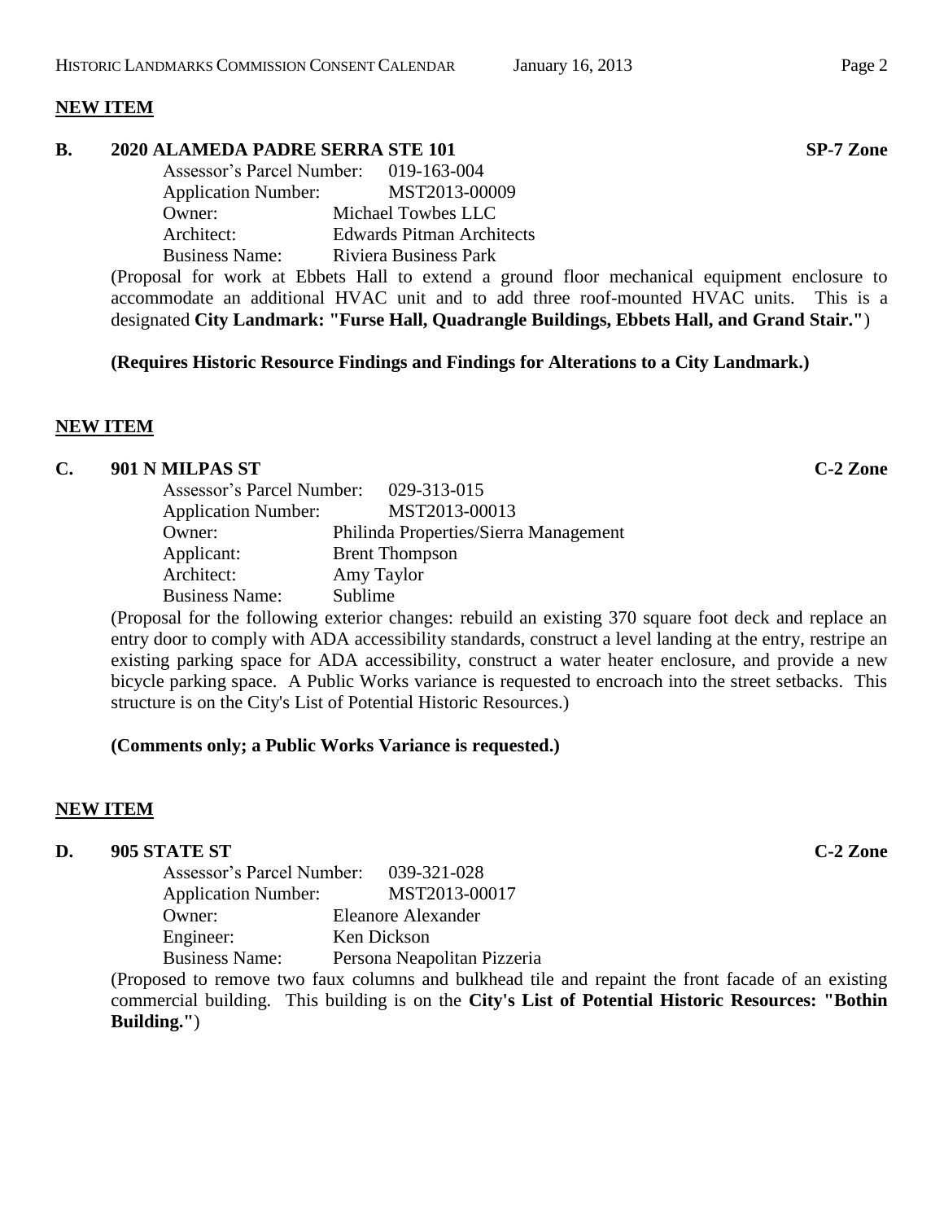## NEW ITEM

### B. 2020 ALAMEDA PADRE SERRA STE 101 — SP-7 Zone

Assessor's Parcel Number: 019-163-004
Application Number: MST2013-00009
Owner: Michael Towbes LLC
Architect: Edwards Pitman Architects
Business Name: Riviera Business Park

(Proposal for work at Ebbets Hall to extend a ground floor mechanical equipment enclosure to accommodate an additional HVAC unit and to add three roof-mounted HVAC units. This is a designated **City Landmark: "Furse Hall, Quadrangle Buildings, Ebbets Hall, and Grand Stair."**)

**(Requires Historic Resource Findings and Findings for Alterations to a City Landmark.)**

## NEW ITEM

### C. 901 N MILPAS ST — C-2 Zone

Assessor's Parcel Number: 029-313-015
Application Number: MST2013-00013
Owner: Philinda Properties/Sierra Management
Applicant: Brent Thompson
Architect: Amy Taylor
Business Name: Sublime

(Proposal for the following exterior changes: rebuild an existing 370 square foot deck and replace an entry door to comply with ADA accessibility standards, construct a level landing at the entry, restripe an existing parking space for ADA accessibility, construct a water heater enclosure, and provide a new bicycle parking space. A Public Works variance is requested to encroach into the street setbacks. This structure is on the City's List of Potential Historic Resources.)

**(Comments only; a Public Works Variance is requested.)**

## NEW ITEM

### D. 905 STATE ST — C-2 Zone

Assessor's Parcel Number: 039-321-028
Application Number: MST2013-00017
Owner: Eleanore Alexander
Engineer: Ken Dickson
Business Name: Persona Neapolitan Pizzeria

(Proposed to remove two faux columns and bulkhead tile and repaint the front facade of an existing commercial building. This building is on the **City's List of Potential Historic Resources: "Bothin Building."**)